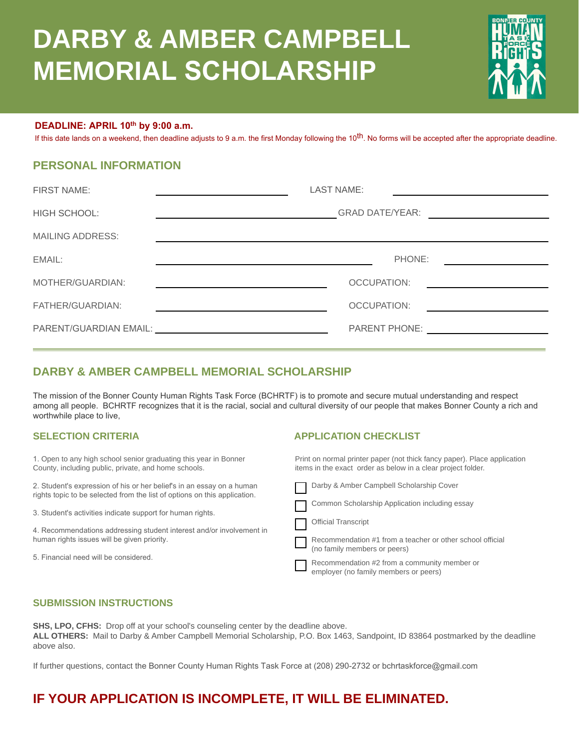# DARBY & AMBER CAMPBELL MEMORIAL SCHOLARSHIP

BONNER COUNTY HUMAN TASK FORCE RIGHTS

**DEADLINE: APRIL 10th by 9:00 a.m.**

If this date lands on a weekend, then deadline adjusts to 9 a.m. the first Monday following the 10th. No forms will be accepted after the appropriate deadline.

## PERSONAL INFORMATION

FIRST NAME: ______________________ LAST NAME: ______________________

HIGH SCHOOL: ______________________ GRAD DATE/YEAR: ______________________

MAILING ADDRESS: ____________________________________________

EMAIL: ______________________ PHONE: ______________________

MOTHER/GUARDIAN: ______________________ OCCUPATION: ______________________

FATHER/GUARDIAN: ______________________ OCCUPATION: ______________________

PARENT/GUARDIAN EMAIL: ______________________ PARENT PHONE: ______________________

## DARBY & AMBER CAMPBELL MEMORIAL SCHOLARSHIP

The mission of the Bonner County Human Rights Task Force (BCHRTF) is to promote and secure mutual understanding and respect among all people. BCHRTF recognizes that it is the racial, social and cultural diversity of our people that makes Bonner County a rich and worthwhile place to live,

### SELECTION CRITERIA

1. Open to any high school senior graduating this year in Bonner County, including public, private, and home schools.

2. Student's expression of his or her belief's in an essay on a human rights topic to be selected from the list of options on this application.

3. Student's activities indicate support for human rights.

4. Recommendations addressing student interest and/or involvement in human rights issues will be given priority.

5. Financial need will be considered.

### APPLICATION CHECKLIST

Print on normal printer paper (not thick fancy paper). Place application items in the exact order as below in a clear project folder.

- [ ] Darby & Amber Campbell Scholarship Cover
- [ ] Common Scholarship Application including essay
- [ ] Official Transcript
- [ ] Recommendation #1 from a teacher or other school official (no family members or peers)
- [ ] Recommendation #2 from a community member or employer (no family members or peers)

### SUBMISSION INSTRUCTIONS

**SHS, LPO, CFHS:** Drop off at your school's counseling center by the deadline above.
**ALL OTHERS:** Mail to Darby & Amber Campbell Memorial Scholarship, P.O. Box 1463, Sandpoint, ID 83864 postmarked by the deadline above also.

If further questions, contact the Bonner County Human Rights Task Force at (208) 290-2732 or bchrtaskforce@gmail.com

## IF YOUR APPLICATION IS INCOMPLETE, IT WILL BE ELIMINATED.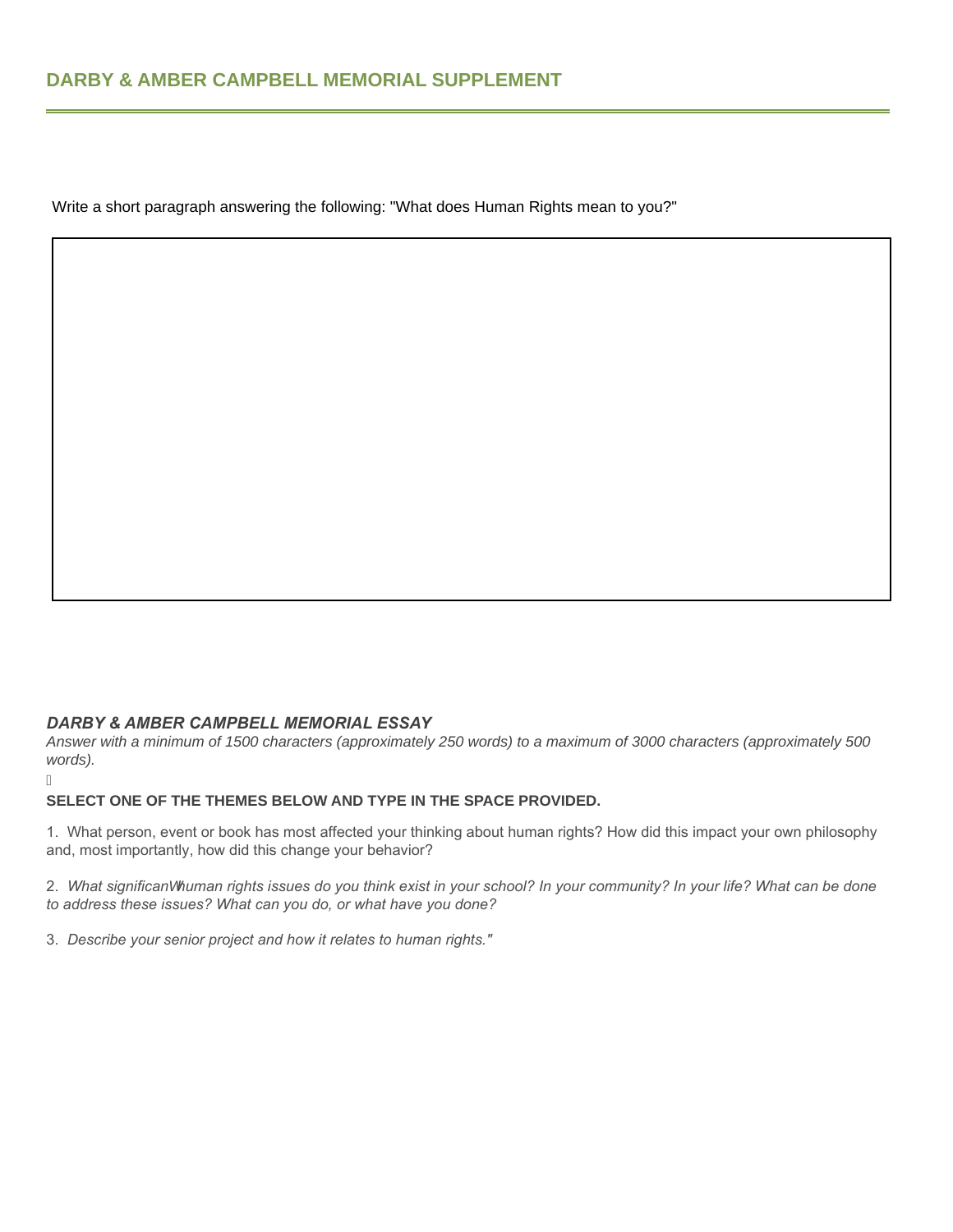## DARBY & AMBER CAMPBELL MEMORIAL SUPPLEMENT

Write a short paragraph answering the following: "What does Human Rights mean to you?"

***DARBY & AMBER CAMPBELL MEMORIAL ESSAY***

*Answer with a minimum of 1500 characters (approximately 250 words) to a maximum of 3000 characters (approximately 500 words).*

**SELECT ONE OF THE THEMES BELOW AND TYPE IN THE SPACE PROVIDED.**

1. What person, event or book has most affected your thinking about human rights? How did this impact your own philosophy and, most importantly, how did this change your behavior?

2. *What significant human rights issues do you think exist in your school? In your community? In your life? What can be done to address these issues? What can you do, or what have you done?*

3. *Describe your senior project and how it relates to human rights."*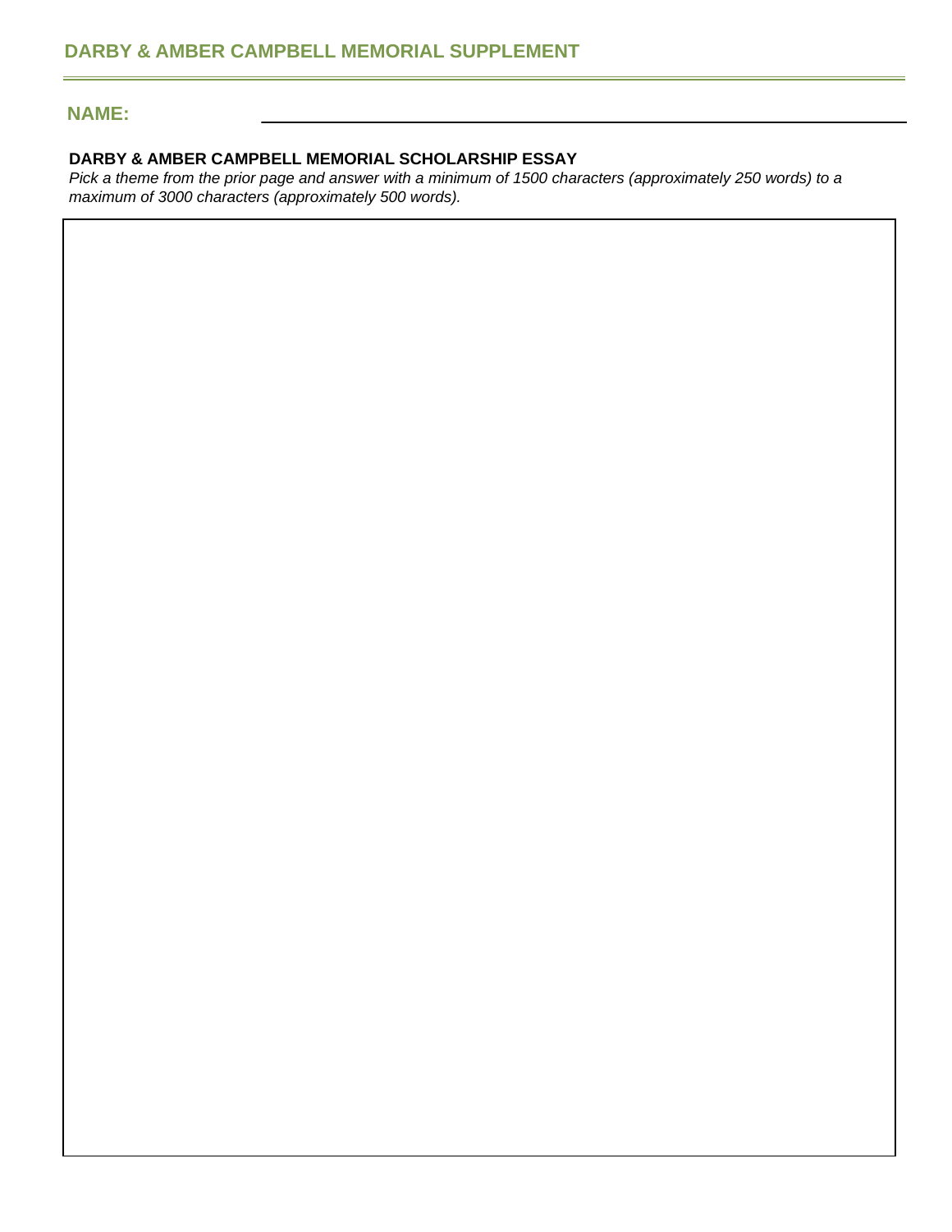# DARBY & AMBER CAMPBELL MEMORIAL SUPPLEMENT

**NAME:**

**DARBY & AMBER CAMPBELL MEMORIAL SCHOLARSHIP ESSAY**

*Pick a theme from the prior page and answer with a minimum of 1500 characters (approximately 250 words) to a maximum of 3000 characters (approximately 500 words).*